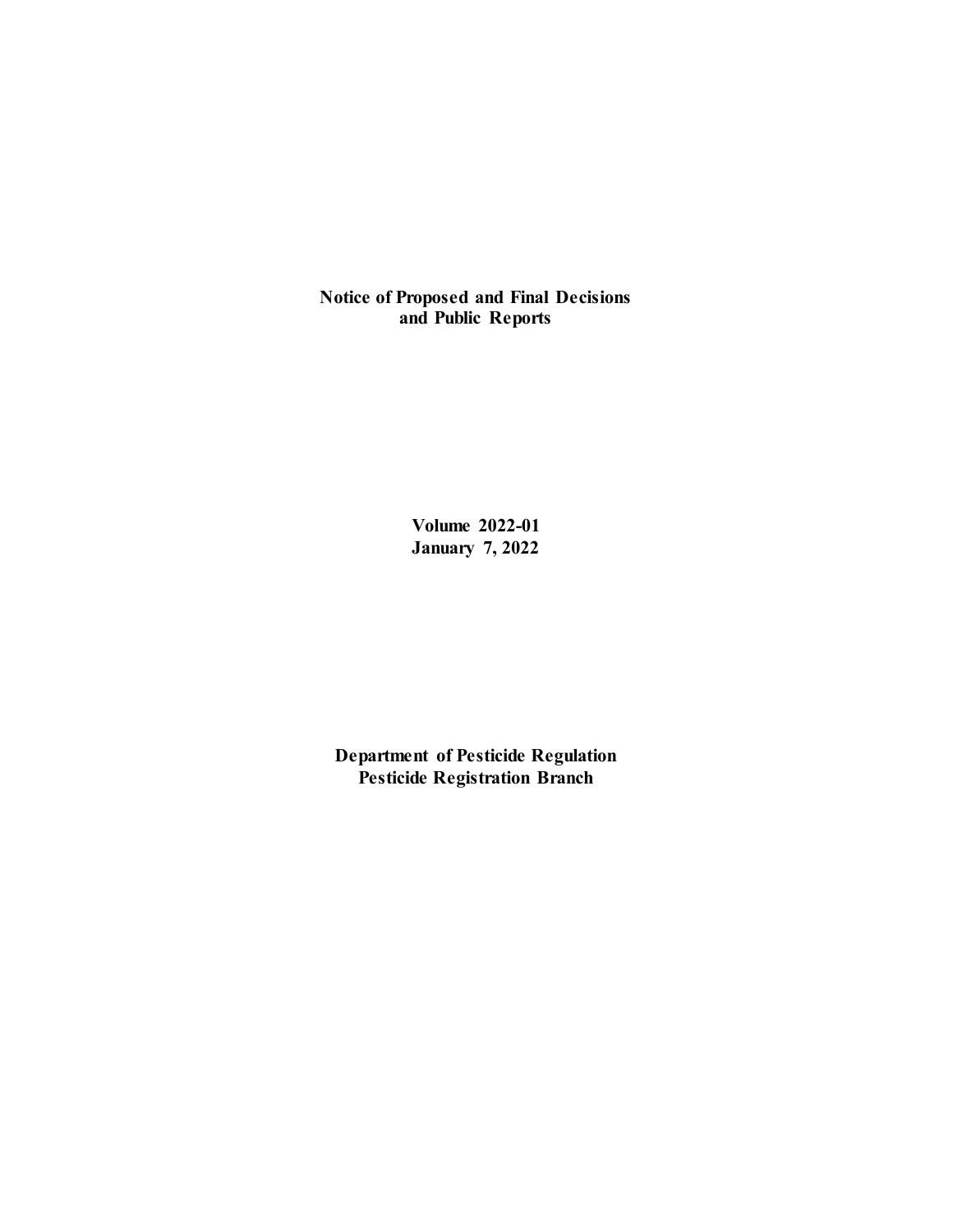# Notice of Proposed and Final Decisions and Public Reports

**Volume 2022-01**
**January 7, 2022**

**Department of Pesticide Regulation**
**Pesticide Registration Branch**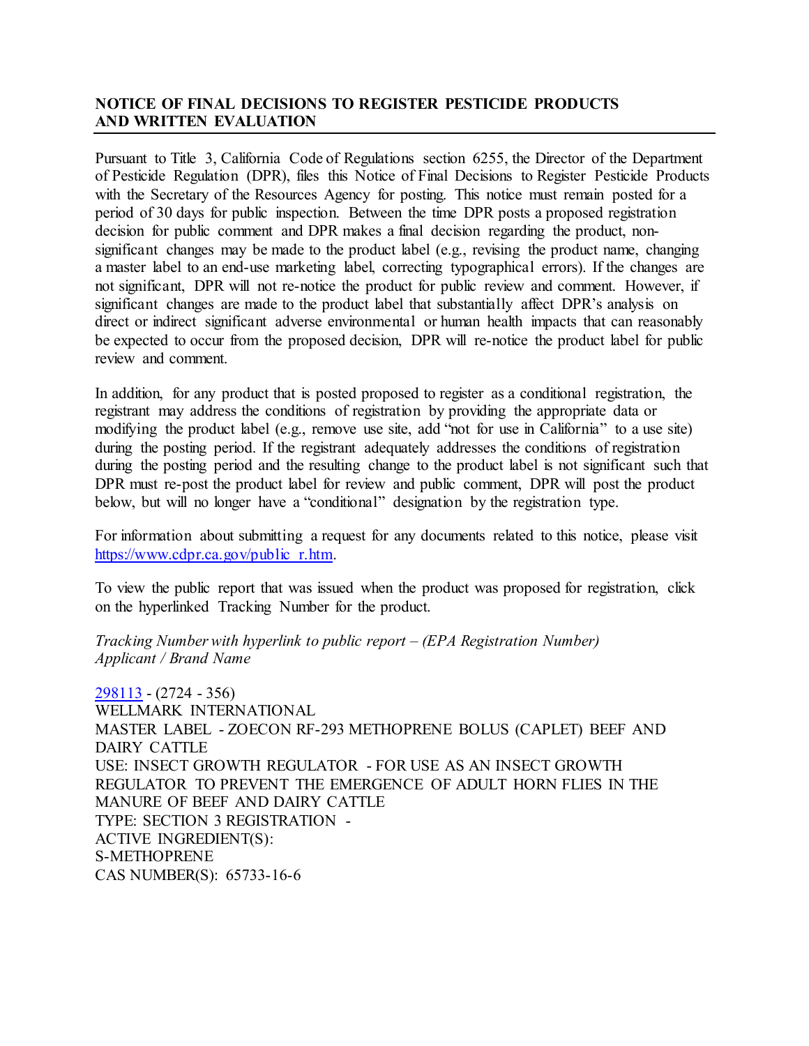## NOTICE OF FINAL DECISIONS TO REGISTER PESTICIDE PRODUCTS AND WRITTEN EVALUATION

Pursuant to Title 3, California Code of Regulations section 6255, the Director of the Department of Pesticide Regulation (DPR), files this Notice of Final Decisions to Register Pesticide Products with the Secretary of the Resources Agency for posting. This notice must remain posted for a period of 30 days for public inspection. Between the time DPR posts a proposed registration decision for public comment and DPR makes a final decision regarding the product, non-significant changes may be made to the product label (e.g., revising the product name, changing a master label to an end-use marketing label, correcting typographical errors). If the changes are not significant, DPR will not re-notice the product for public review and comment. However, if significant changes are made to the product label that substantially affect DPR's analysis on direct or indirect significant adverse environmental or human health impacts that can reasonably be expected to occur from the proposed decision, DPR will re-notice the product label for public review and comment.

In addition, for any product that is posted proposed to register as a conditional registration, the registrant may address the conditions of registration by providing the appropriate data or modifying the product label (e.g., remove use site, add "not for use in California" to a use site) during the posting period. If the registrant adequately addresses the conditions of registration during the posting period and the resulting change to the product label is not significant such that DPR must re-post the product label for review and public comment, DPR will post the product below, but will no longer have a "conditional" designation by the registration type.

For information about submitting a request for any documents related to this notice, please visit https://www.cdpr.ca.gov/public_r.htm.

To view the public report that was issued when the product was proposed for registration, click on the hyperlinked Tracking Number for the product.

*Tracking Number with hyperlink to public report – (EPA Registration Number)*
*Applicant / Brand Name*

298113 - (2724 - 356)
WELLMARK INTERNATIONAL
MASTER LABEL - ZOECON RF-293 METHOPRENE BOLUS (CAPLET) BEEF AND DAIRY CATTLE
USE: INSECT GROWTH REGULATOR - FOR USE AS AN INSECT GROWTH REGULATOR TO PREVENT THE EMERGENCE OF ADULT HORN FLIES IN THE MANURE OF BEEF AND DAIRY CATTLE
TYPE: SECTION 3 REGISTRATION -
ACTIVE INGREDIENT(S):
S-METHOPRENE
CAS NUMBER(S): 65733-16-6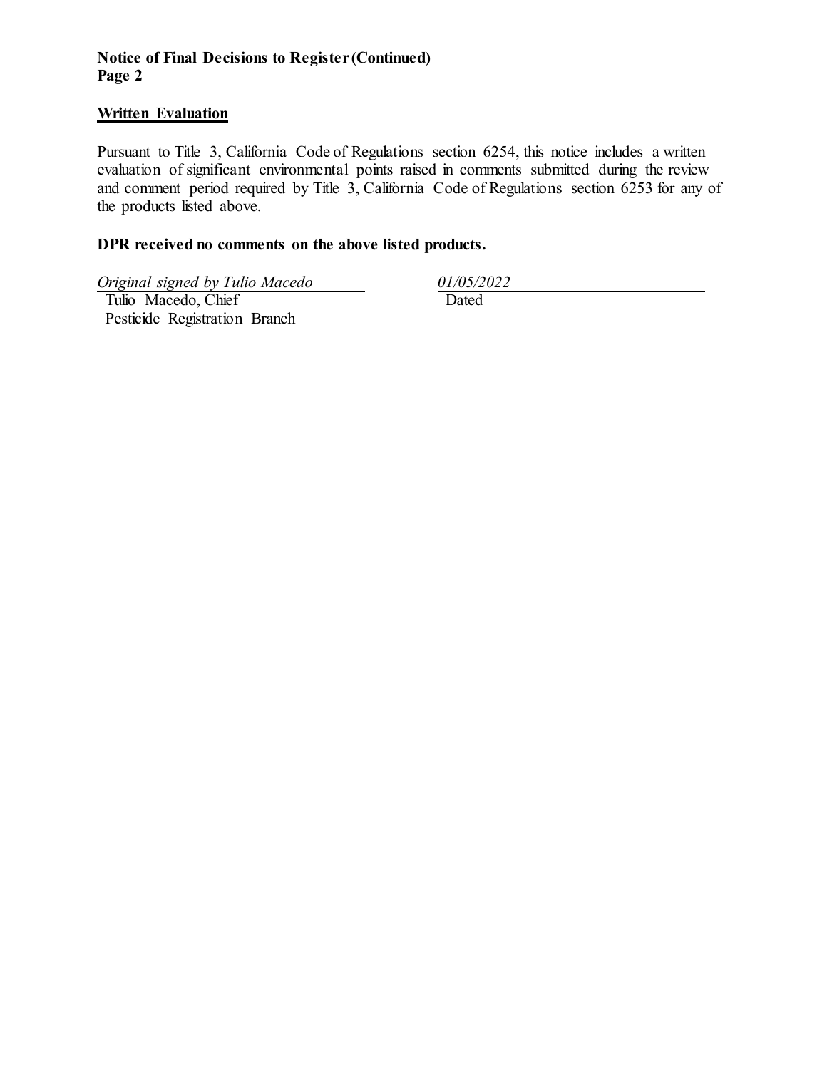**Notice of Final Decisions to Register (Continued)**
**Page 2**

## Written Evaluation

Pursuant to Title 3, California Code of Regulations section 6254, this notice includes a written evaluation of significant environmental points raised in comments submitted during the review and comment period required by Title 3, California Code of Regulations section 6253 for any of the products listed above.

**DPR received no comments on the above listed products.**

| *Original signed by Tulio Macedo* | *01/05/2022* |
|---|---|
| Tulio Macedo, Chief<br>Pesticide Registration Branch | Dated |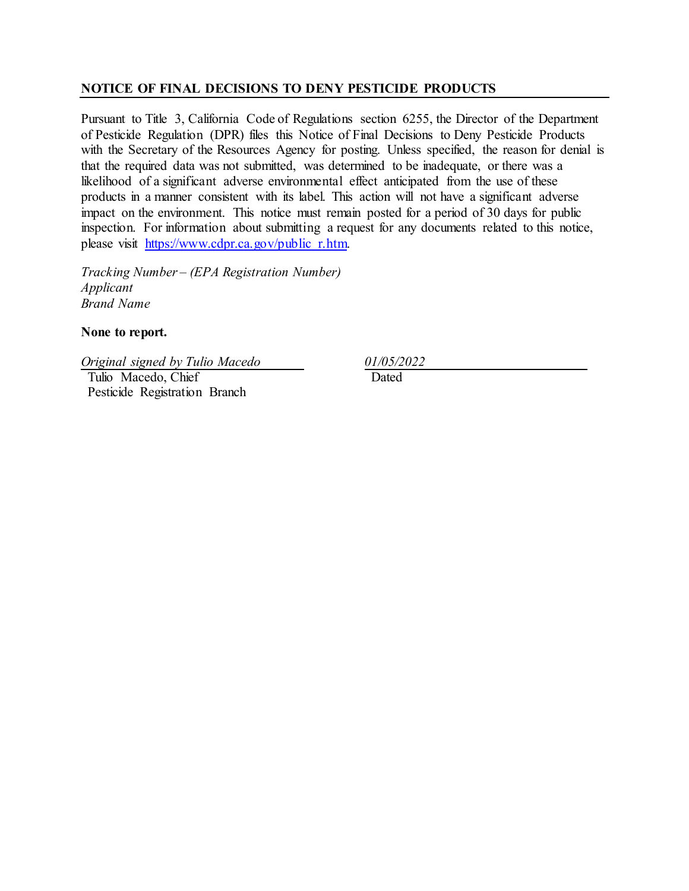## NOTICE OF FINAL DECISIONS TO DENY PESTICIDE PRODUCTS

Pursuant to Title 3, California Code of Regulations section 6255, the Director of the Department of Pesticide Regulation (DPR) files this Notice of Final Decisions to Deny Pesticide Products with the Secretary of the Resources Agency for posting. Unless specified, the reason for denial is that the required data was not submitted, was determined to be inadequate, or there was a likelihood of a significant adverse environmental effect anticipated from the use of these products in a manner consistent with its label. This action will not have a significant adverse impact on the environment. This notice must remain posted for a period of 30 days for public inspection. For information about submitting a request for any documents related to this notice, please visit https://www.cdpr.ca.gov/public_r.htm.

*Tracking Number – (EPA Registration Number)*
*Applicant*
*Brand Name*

**None to report.**

*Original signed by Tulio Macedo*
Tulio Macedo, Chief
Pesticide Registration Branch

*01/05/2022*
Dated